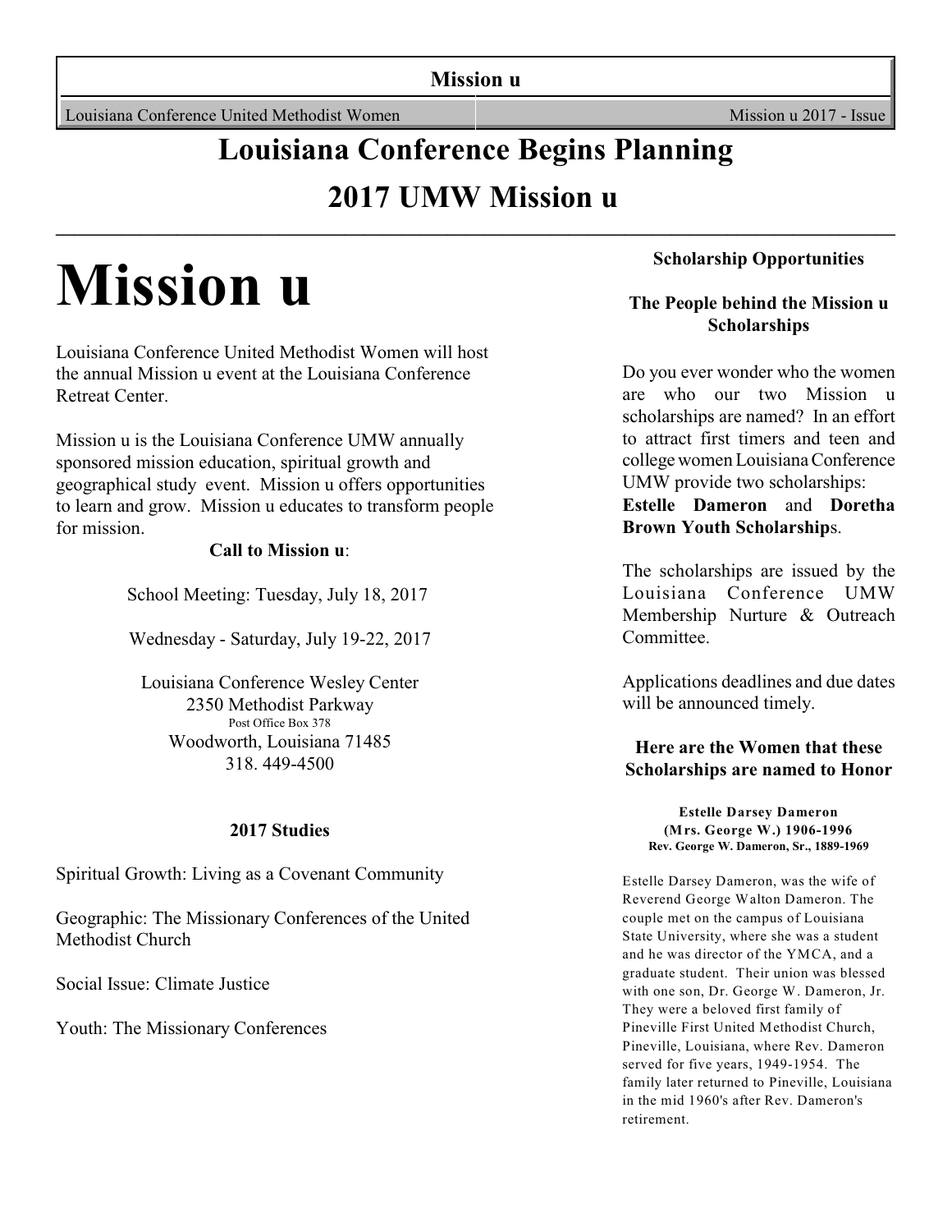# Louisiana Conference Begins Planning

# 2017 UMW Mission u

# Mission u

Louisiana Conference United Methodist Women will host the annual Mission u event at the Louisiana Conference Retreat Center.

Mission u is the Louisiana Conference UMW annually sponsored mission education, spiritual growth and geographical study event. Mission u offers opportunities to learn and grow. Mission u educates to transform people for mission.

**Call to Mission u**:

School Meeting: Tuesday, July 18, 2017

Wednesday - Saturday, July 19-22, 2017

Louisiana Conference Wesley Center
2350 Methodist Parkway
Post Office Box 378
Woodworth, Louisiana 71485
318. 449-4500

### 2017 Studies

Spiritual Growth: Living as a Covenant Community

Geographic: The Missionary Conferences of the United Methodist Church

Social Issue: Climate Justice

Youth: The Missionary Conferences

### Scholarship Opportunities

### The People behind the Mission u Scholarships

Do you ever wonder who the women are who our two Mission u scholarships are named? In an effort to attract first timers and teen and college women Louisiana Conference UMW provide two scholarships: **Estelle Dameron** and **Doretha Brown Youth Scholarship**s.

The scholarships are issued by the Louisiana Conference UMW Membership Nurture & Outreach Committee.

Applications deadlines and due dates will be announced timely.

### Here are the Women that these Scholarships are named to Honor

**Estelle Darsey Dameron**
**(Mrs. George W.) 1906-1996**
**Rev. George W. Dameron, Sr., 1889-1969**

Estelle Darsey Dameron, was the wife of Reverend George Walton Dameron. The couple met on the campus of Louisiana State University, where she was a student and he was director of the YMCA, and a graduate student. Their union was blessed with one son, Dr. George W. Dameron, Jr. They were a beloved first family of Pineville First United Methodist Church, Pineville, Louisiana, where Rev. Dameron served for five years, 1949-1954. The family later returned to Pineville, Louisiana in the mid 1960's after Rev. Dameron's retirement.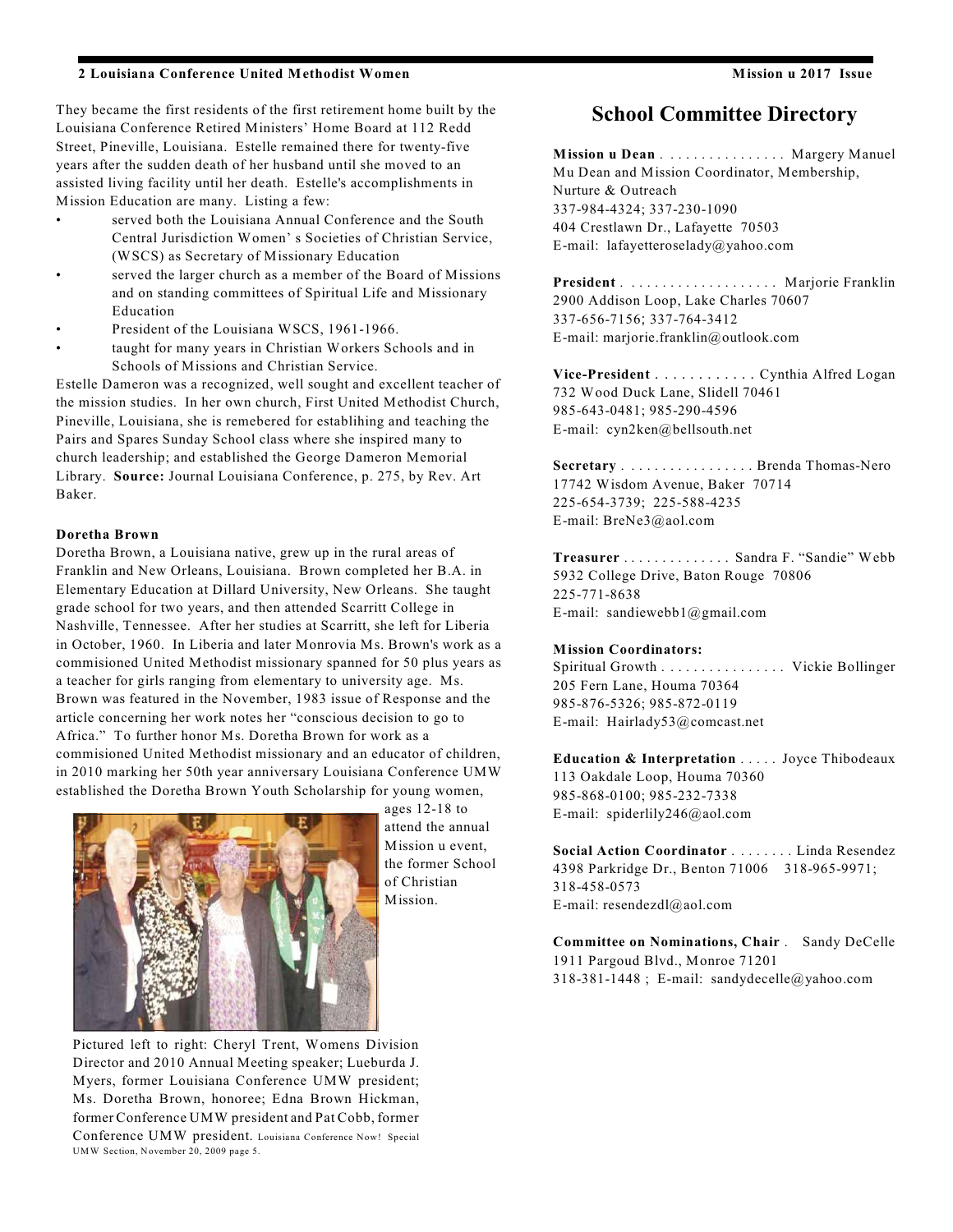They became the first residents of the first retirement home built by the Louisiana Conference Retired Ministers' Home Board at 112 Redd Street, Pineville, Louisiana. Estelle remained there for twenty-five years after the sudden death of her husband until she moved to an assisted living facility until her death. Estelle's accomplishments in Mission Education are many. Listing a few:

- served both the Louisiana Annual Conference and the South Central Jurisdiction Women' s Societies of Christian Service, (WSCS) as Secretary of Missionary Education
- served the larger church as a member of the Board of Missions and on standing committees of Spiritual Life and Missionary Education
- President of the Louisiana WSCS, 1961-1966.
- taught for many years in Christian Workers Schools and in Schools of Missions and Christian Service.

Estelle Dameron was a recognized, well sought and excellent teacher of the mission studies. In her own church, First United Methodist Church, Pineville, Louisiana, she is remebered for establihing and teaching the Pairs and Spares Sunday School class where she inspired many to church leadership; and established the George Dameron Memorial Library. **Source:** Journal Louisiana Conference, p. 275, by Rev. Art Baker.

**Doretha Brown**

Doretha Brown, a Louisiana native, grew up in the rural areas of Franklin and New Orleans, Louisiana. Brown completed her B.A. in Elementary Education at Dillard University, New Orleans. She taught grade school for two years, and then attended Scarritt College in Nashville, Tennessee. After her studies at Scarritt, she left for Liberia in October, 1960. In Liberia and later Monrovia Ms. Brown's work as a commisioned United Methodist missionary spanned for 50 plus years as a teacher for girls ranging from elementary to university age. Ms. Brown was featured in the November, 1983 issue of Response and the article concerning her work notes her "conscious decision to go to Africa." To further honor Ms. Doretha Brown for work as a commisioned United Methodist missionary and an educator of children, in 2010 marking her 50th year anniversary Louisiana Conference UMW established the Doretha Brown Youth Scholarship for young women, ages 12-18 to attend the annual Mission u event, the former School of Christian Mission.

Pictured left to right: Cheryl Trent, Womens Division Director and 2010 Annual Meeting speaker; Lueburda J. Myers, former Louisiana Conference UMW president; Ms. Doretha Brown, honoree; Edna Brown Hickman, former Conference UMW president and Pat Cobb, former Conference UMW president. Louisiana Conference Now! Special UMW Section, November 20, 2009 page 5.

## School Committee Directory

**Mission u Dean** . . . . . . . . . . . . . . . . Margery Manuel
Mu Dean and Mission Coordinator, Membership, Nurture & Outreach
337-984-4324; 337-230-1090
404 Crestlawn Dr., Lafayette 70503
E-mail: lafayetteroselady@yahoo.com

**President** . . . . . . . . . . . . . . . . . . . Marjorie Franklin
2900 Addison Loop, Lake Charles 70607
337-656-7156; 337-764-3412
E-mail: marjorie.franklin@outlook.com

**Vice-President** . . . . . . . . . . . . Cynthia Alfred Logan
732 Wood Duck Lane, Slidell 70461
985-643-0481; 985-290-4596
E-mail: cyn2ken@bellsouth.net

**Secretary** . . . . . . . . . . . . . . . . . Brenda Thomas-Nero
17742 Wisdom Avenue, Baker 70714
225-654-3739; 225-588-4235
E-mail: BreNe3@aol.com

**Treasurer** . . . . . . . . . . . . . . Sandra F. "Sandie" Webb
5932 College Drive, Baton Rouge 70806
225-771-8638
E-mail: sandiewebb1@gmail.com

**Mission Coordinators:**

Spiritual Growth . . . . . . . . . . . . . . . . Vickie Bollinger
205 Fern Lane, Houma 70364
985-876-5326; 985-872-0119
E-mail: Hairlady53@comcast.net

**Education & Interpretation** . . . . . Joyce Thibodeaux
113 Oakdale Loop, Houma 70360
985-868-0100; 985-232-7338
E-mail: spiderlily246@aol.com

**Social Action Coordinator** . . . . . . . . Linda Resendez
4398 Parkridge Dr., Benton 71006 318-965-9971; 318-458-0573
E-mail: resendezdl@aol.com

**Committee on Nominations, Chair** . Sandy DeCelle
1911 Pargoud Blvd., Monroe 71201
318-381-1448 ; E-mail: sandydecelle@yahoo.com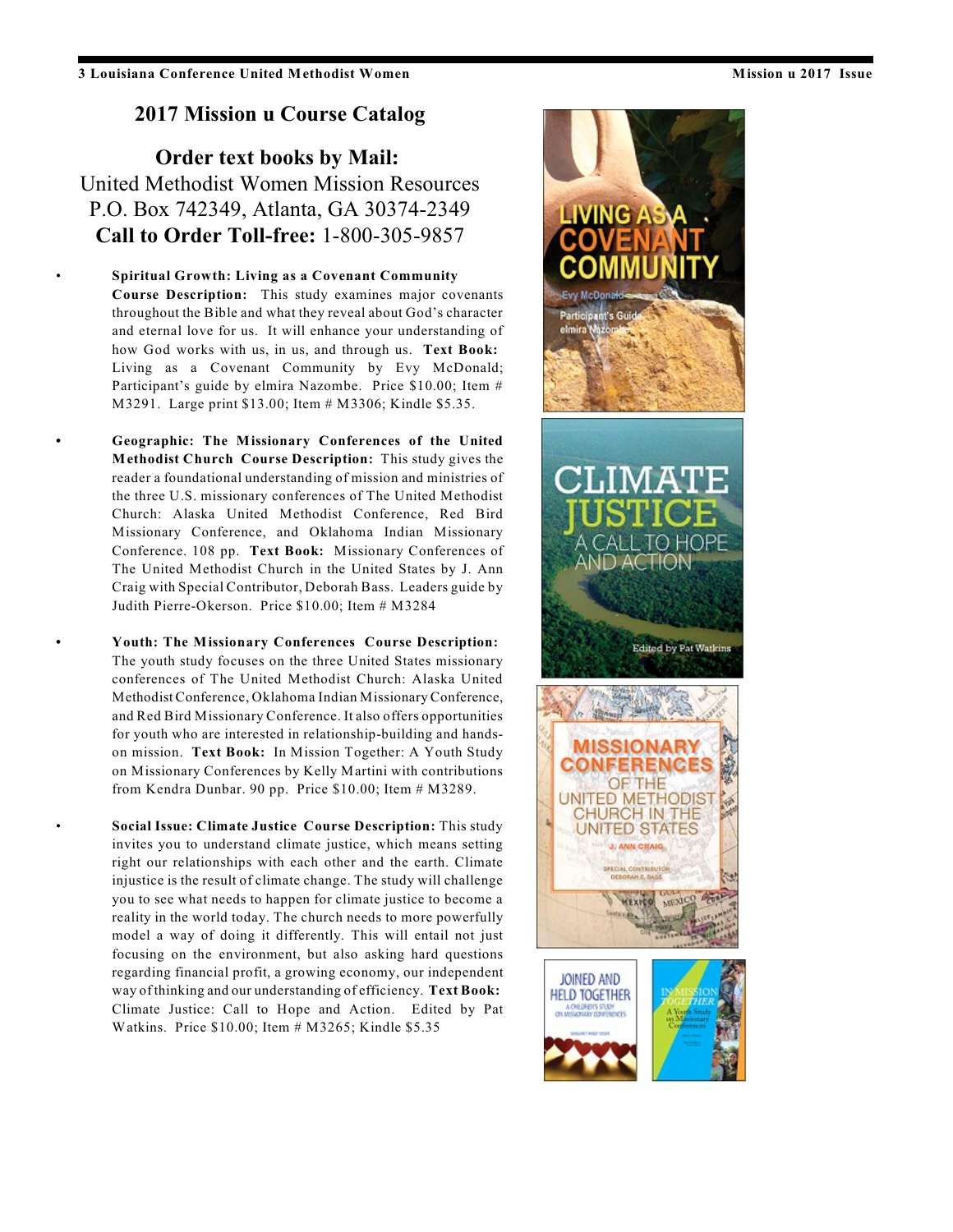## 2017 Mission u Course Catalog

**Order text books by Mail:**
United Methodist Women Mission Resources
P.O. Box 742349, Atlanta, GA 30374-2349
**Call to Order Toll-free:** 1-800-305-9857

- **Spiritual Growth: Living as a Covenant Community Course Description:** This study examines major covenants throughout the Bible and what they reveal about God's character and eternal love for us. It will enhance your understanding of how God works with us, in us, and through us. **Text Book:** Living as a Covenant Community by Evy McDonald; Participant's guide by elmira Nazombe. Price $10.00; Item # M3291. Large print $13.00; Item # M3306; Kindle $5.35.

- **Geographic: The Missionary Conferences of the United Methodist Church Course Description:** This study gives the reader a foundational understanding of mission and ministries of the three U.S. missionary conferences of The United Methodist Church: Alaska United Methodist Conference, Red Bird Missionary Conference, and Oklahoma Indian Missionary Conference. 108 pp. **Text Book:** Missionary Conferences of The United Methodist Church in the United States by J. Ann Craig with Special Contributor, Deborah Bass. Leaders guide by Judith Pierre-Okerson. Price $10.00; Item # M3284

- **Youth: The Missionary Conferences Course Description:** The youth study focuses on the three United States missionary conferences of The United Methodist Church: Alaska United Methodist Conference, Oklahoma Indian Missionary Conference, and Red Bird Missionary Conference. It also offers opportunities for youth who are interested in relationship-building and hands-on mission. **Text Book:** In Mission Together: A Youth Study on Missionary Conferences by Kelly Martini with contributions from Kendra Dunbar. 90 pp. Price $10.00; Item # M3289.

- **Social Issue: Climate Justice Course Description:** This study invites you to understand climate justice, which means setting right our relationships with each other and the earth. Climate injustice is the result of climate change. The study will challenge you to see what needs to happen for climate justice to become a reality in the world today. The church needs to more powerfully model a way of doing it differently. This will entail not just focusing on the environment, but also asking hard questions regarding financial profit, a growing economy, our independent way of thinking and our understanding of efficiency. **Text Book:** Climate Justice: Call to Hope and Action. Edited by Pat Watkins. Price $10.00; Item # M3265; Kindle $5.35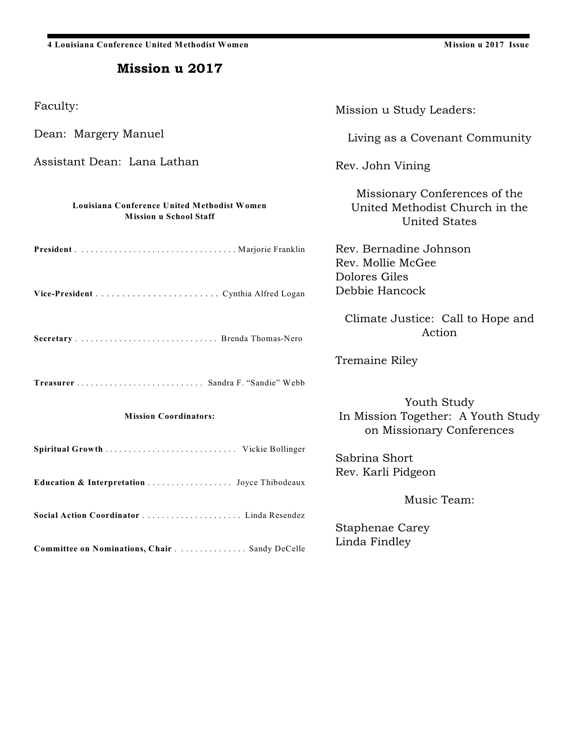# Mission u 2017

Faculty:

Dean: Margery Manuel

Assistant Dean: Lana Lathan

**Louisiana Conference United Methodist Women**
**Mission u School Staff**

**President** . . . . . . . . . . . . . . . . . . . . . . . . . . . . . . . . . Marjorie Franklin

**Vice-President** . . . . . . . . . . . . . . . . . . . . . . . . Cynthia Alfred Logan

**Secretary** . . . . . . . . . . . . . . . . . . . . . . . . . . . . . Brenda Thomas-Nero

**Treasurer** . . . . . . . . . . . . . . . . . . . . . . . . . . . Sandra F. "Sandie" Webb

**Mission Coordinators:**

**Spiritual Growth** . . . . . . . . . . . . . . . . . . . . . . . . . . . . Vickie Bollinger

**Education & Interpretation** . . . . . . . . . . . . . . . . . . Joyce Thibodeaux

**Social Action Coordinator** . . . . . . . . . . . . . . . . . . . . . Linda Resendez

**Committee on Nominations, Chair** . . . . . . . . . . . . . . . Sandy DeCelle

Mission u Study Leaders:

Living as a Covenant Community

Rev. John Vining

Missionary Conferences of the United Methodist Church in the United States

Rev. Bernadine Johnson
Rev. Mollie McGee
Dolores Giles
Debbie Hancock

Climate Justice: Call to Hope and Action

Tremaine Riley

Youth Study
In Mission Together: A Youth Study on Missionary Conferences

Sabrina Short
Rev. Karli Pidgeon

Music Team:

Staphenae Carey
Linda Findley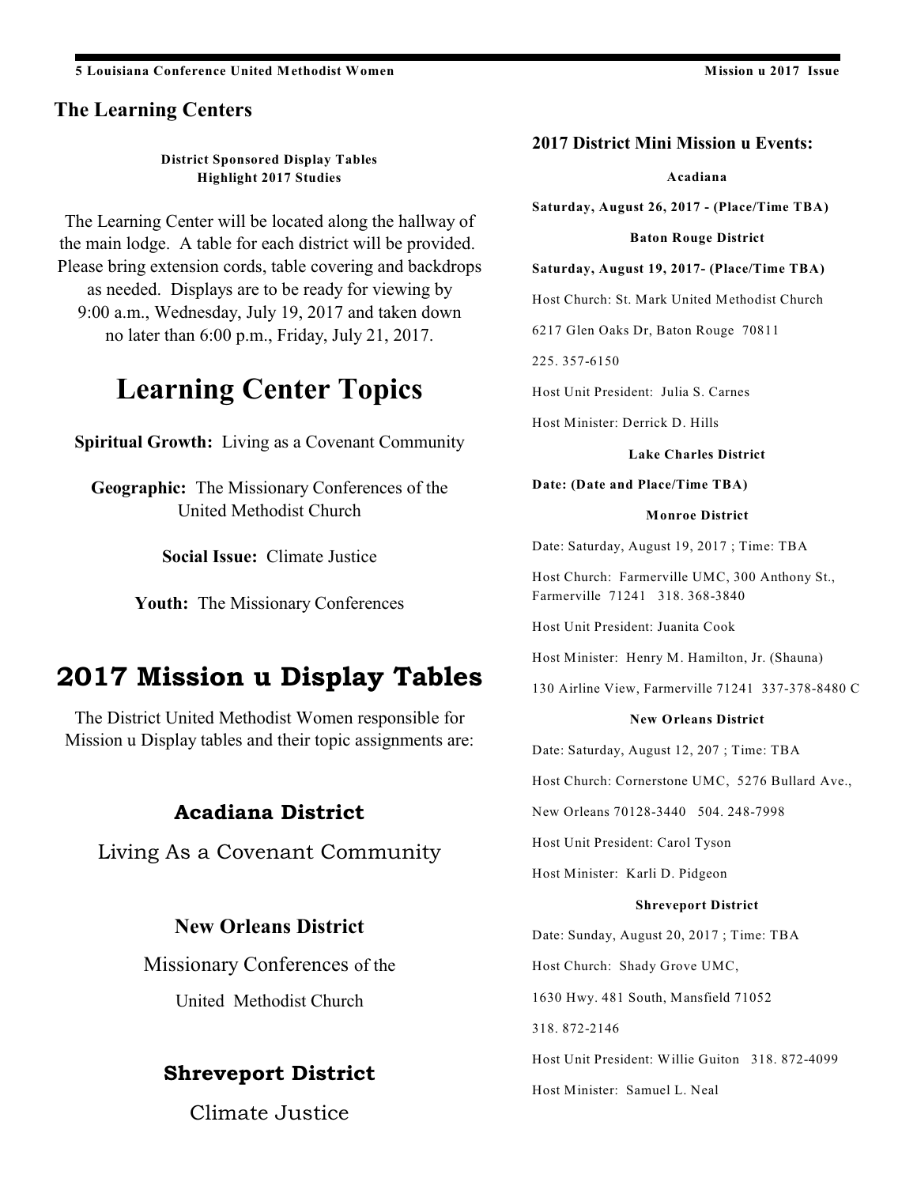## The Learning Centers

**District Sponsored Display Tables**
**Highlight 2017 Studies**

The Learning Center will be located along the hallway of the main lodge. A table for each district will be provided. Please bring extension cords, table covering and backdrops as needed. Displays are to be ready for viewing by 9:00 a.m., Wednesday, July 19, 2017 and taken down no later than 6:00 p.m., Friday, July 21, 2017.

# Learning Center Topics

**Spiritual Growth:** Living as a Covenant Community

**Geographic:** The Missionary Conferences of the United Methodist Church

**Social Issue:** Climate Justice

**Youth:** The Missionary Conferences

# 2017 Mission u Display Tables

The District United Methodist Women responsible for Mission u Display tables and their topic assignments are:

### Acadiana District

Living As a Covenant Community

### New Orleans District

Missionary Conferences of the United Methodist Church

### Shreveport District

Climate Justice

## 2017 District Mini Mission u Events:

**Acadiana**

**Saturday, August 26, 2017 - (Place/Time TBA)**

**Baton Rouge District**

**Saturday, August 19, 2017- (Place/Time TBA)**

Host Church: St. Mark United Methodist Church

6217 Glen Oaks Dr, Baton Rouge 70811

225. 357-6150

Host Unit President: Julia S. Carnes

Host Minister: Derrick D. Hills

**Lake Charles District**

**Date: (Date and Place/Time TBA)**

**Monroe District**

Date: Saturday, August 19, 2017 ; Time: TBA

Host Church: Farmerville UMC, 300 Anthony St., Farmerville 71241 318. 368-3840

Host Unit President: Juanita Cook

Host Minister: Henry M. Hamilton, Jr. (Shauna)

130 Airline View, Farmerville 71241 337-378-8480 C

**New Orleans District**

Date: Saturday, August 12, 207 ; Time: TBA

Host Church: Cornerstone UMC, 5276 Bullard Ave.,

New Orleans 70128-3440 504. 248-7998

Host Unit President: Carol Tyson

Host Minister: Karli D. Pidgeon

**Shreveport District**

Date: Sunday, August 20, 2017 ; Time: TBA

Host Church: Shady Grove UMC,

1630 Hwy. 481 South, Mansfield 71052

318. 872-2146

Host Unit President: Willie Guiton 318. 872-4099

Host Minister: Samuel L. Neal